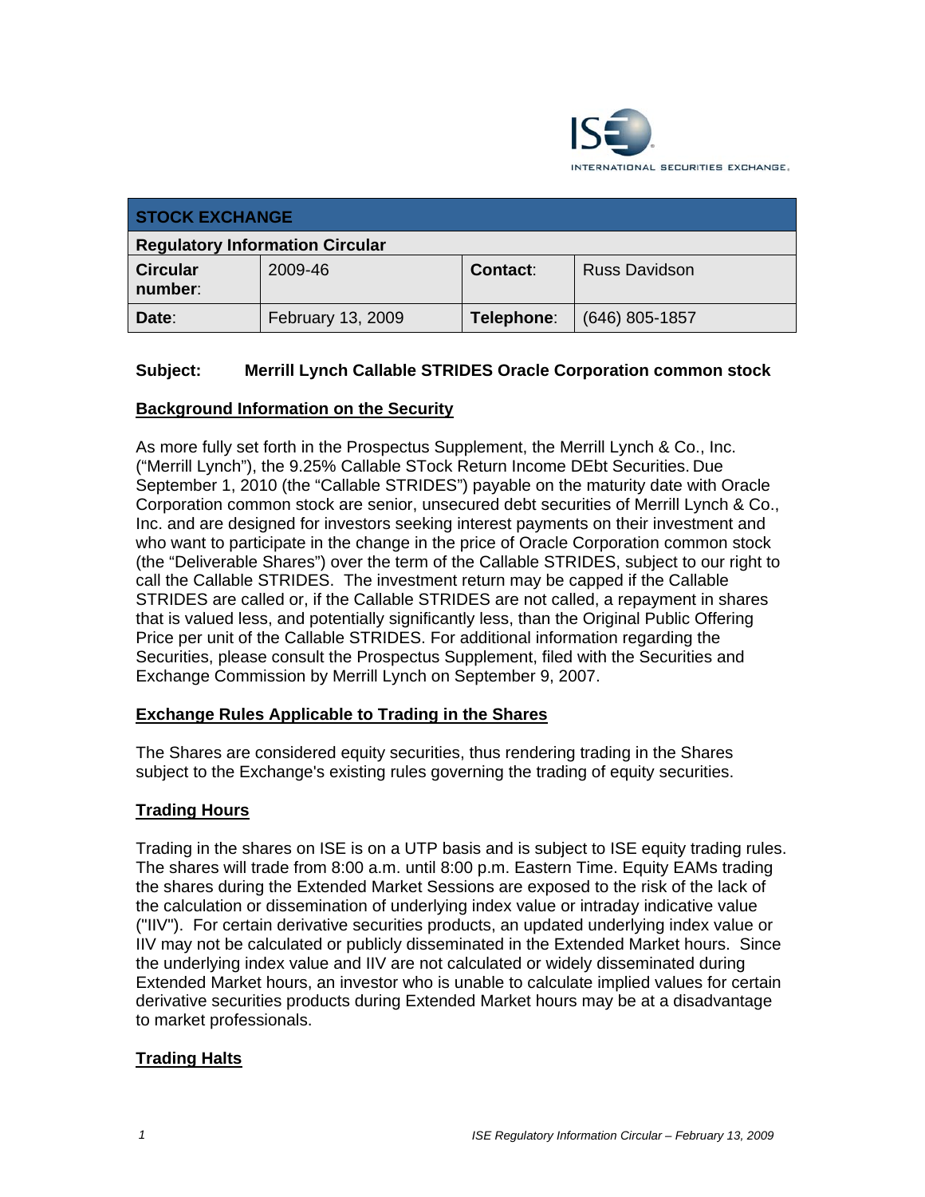INTERNATIONAL SECURITIES EXCHANGE.

| STOCK EXCHANGE | | | |
|---|---|---|---|
| **Regulatory Information Circular** | | | |
| **Circular number:** | 2009-46 | **Contact:** | Russ Davidson |
| **Date:** | February 13, 2009 | **Telephone:** | (646) 805-1857 |

**Subject: Merrill Lynch Callable STRIDES Oracle Corporation common stock**

## Background Information on the Security

As more fully set forth in the Prospectus Supplement, the Merrill Lynch & Co., Inc. ("Merrill Lynch"), the 9.25% Callable STock Return Income DEbt Securities. Due September 1, 2010 (the "Callable STRIDES") payable on the maturity date with Oracle Corporation common stock are senior, unsecured debt securities of Merrill Lynch & Co., Inc. and are designed for investors seeking interest payments on their investment and who want to participate in the change in the price of Oracle Corporation common stock (the "Deliverable Shares") over the term of the Callable STRIDES, subject to our right to call the Callable STRIDES. The investment return may be capped if the Callable STRIDES are called or, if the Callable STRIDES are not called, a repayment in shares that is valued less, and potentially significantly less, than the Original Public Offering Price per unit of the Callable STRIDES. For additional information regarding the Securities, please consult the Prospectus Supplement, filed with the Securities and Exchange Commission by Merrill Lynch on September 9, 2007.

## Exchange Rules Applicable to Trading in the Shares

The Shares are considered equity securities, thus rendering trading in the Shares subject to the Exchange's existing rules governing the trading of equity securities.

## Trading Hours

Trading in the shares on ISE is on a UTP basis and is subject to ISE equity trading rules. The shares will trade from 8:00 a.m. until 8:00 p.m. Eastern Time. Equity EAMs trading the shares during the Extended Market Sessions are exposed to the risk of the lack of the calculation or dissemination of underlying index value or intraday indicative value ("IIV"). For certain derivative securities products, an updated underlying index value or IIV may not be calculated or publicly disseminated in the Extended Market hours. Since the underlying index value and IIV are not calculated or widely disseminated during Extended Market hours, an investor who is unable to calculate implied values for certain derivative securities products during Extended Market hours may be at a disadvantage to market professionals.

## Trading Halts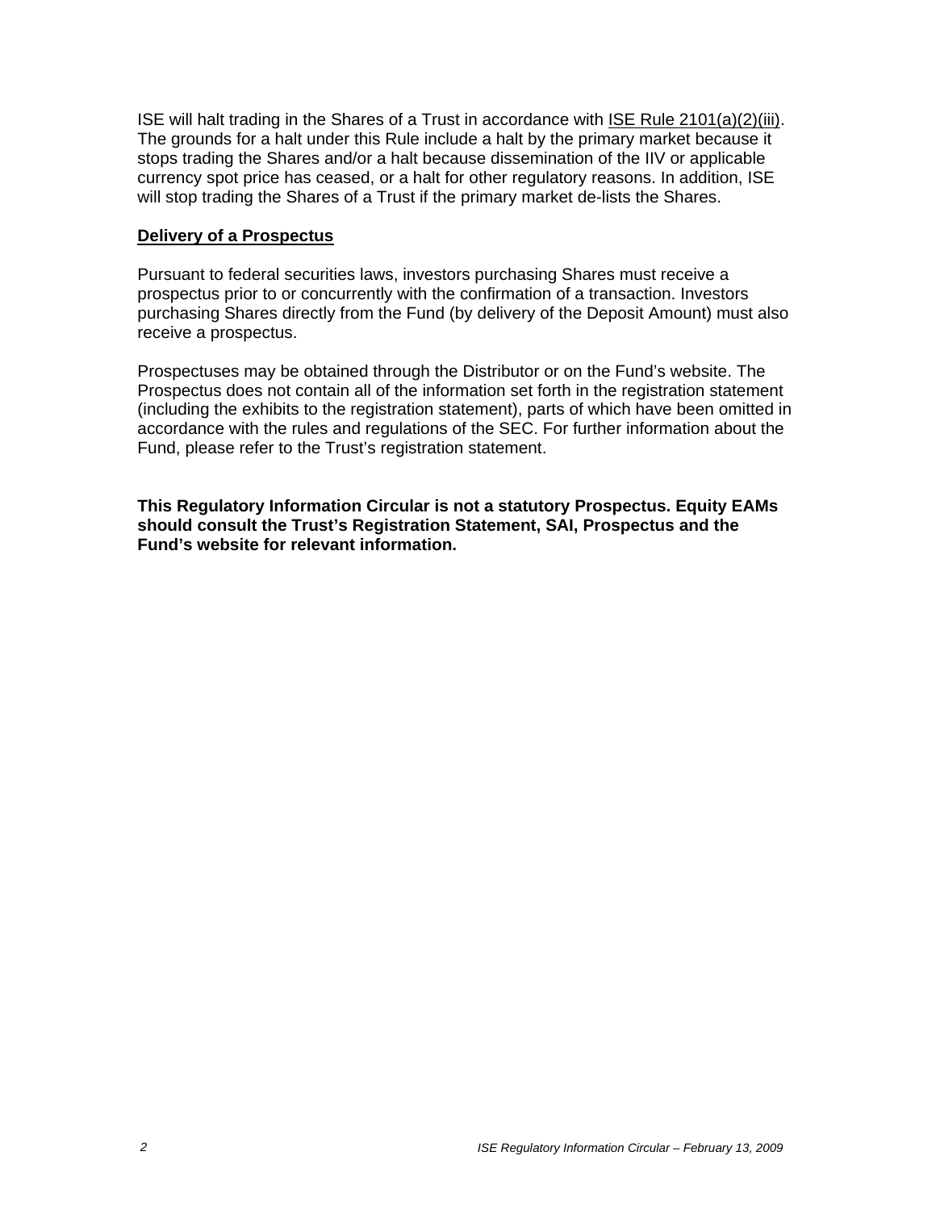ISE will halt trading in the Shares of a Trust in accordance with ISE Rule 2101(a)(2)(iii). The grounds for a halt under this Rule include a halt by the primary market because it stops trading the Shares and/or a halt because dissemination of the IIV or applicable currency spot price has ceased, or a halt for other regulatory reasons. In addition, ISE will stop trading the Shares of a Trust if the primary market de-lists the Shares.

## Delivery of a Prospectus

Pursuant to federal securities laws, investors purchasing Shares must receive a prospectus prior to or concurrently with the confirmation of a transaction. Investors purchasing Shares directly from the Fund (by delivery of the Deposit Amount) must also receive a prospectus.

Prospectuses may be obtained through the Distributor or on the Fund's website. The Prospectus does not contain all of the information set forth in the registration statement (including the exhibits to the registration statement), parts of which have been omitted in accordance with the rules and regulations of the SEC. For further information about the Fund, please refer to the Trust's registration statement.

**This Regulatory Information Circular is not a statutory Prospectus. Equity EAMs should consult the Trust's Registration Statement, SAI, Prospectus and the Fund's website for relevant information.**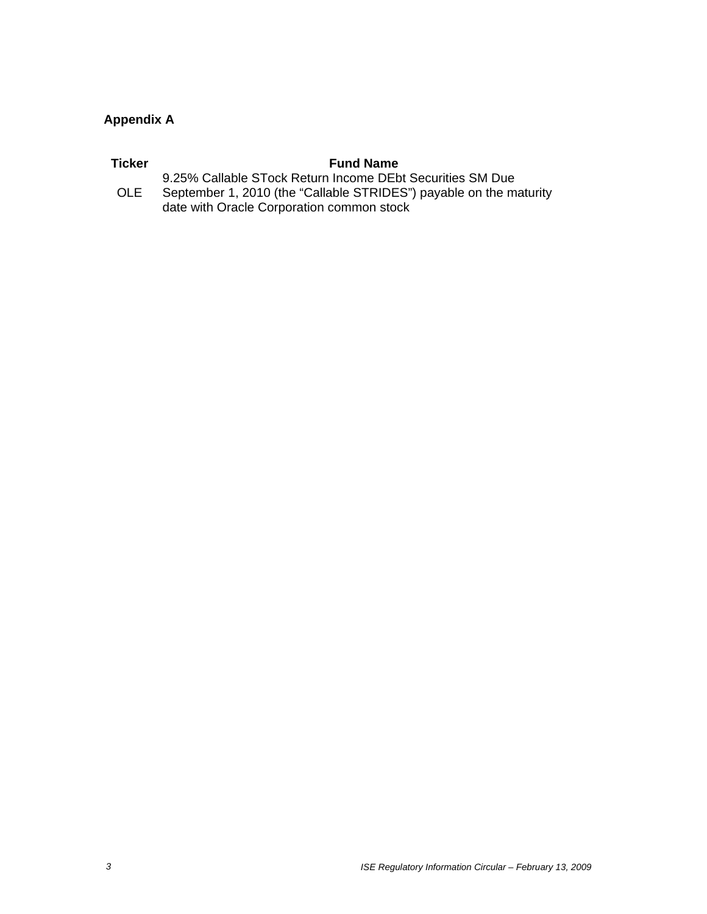**Appendix A**

| Ticker | Fund Name |
|---|---|
| OLE | 9.25% Callable STock Return Income DEbt Securities SM Due September 1, 2010 (the "Callable STRIDES") payable on the maturity date with Oracle Corporation common stock |